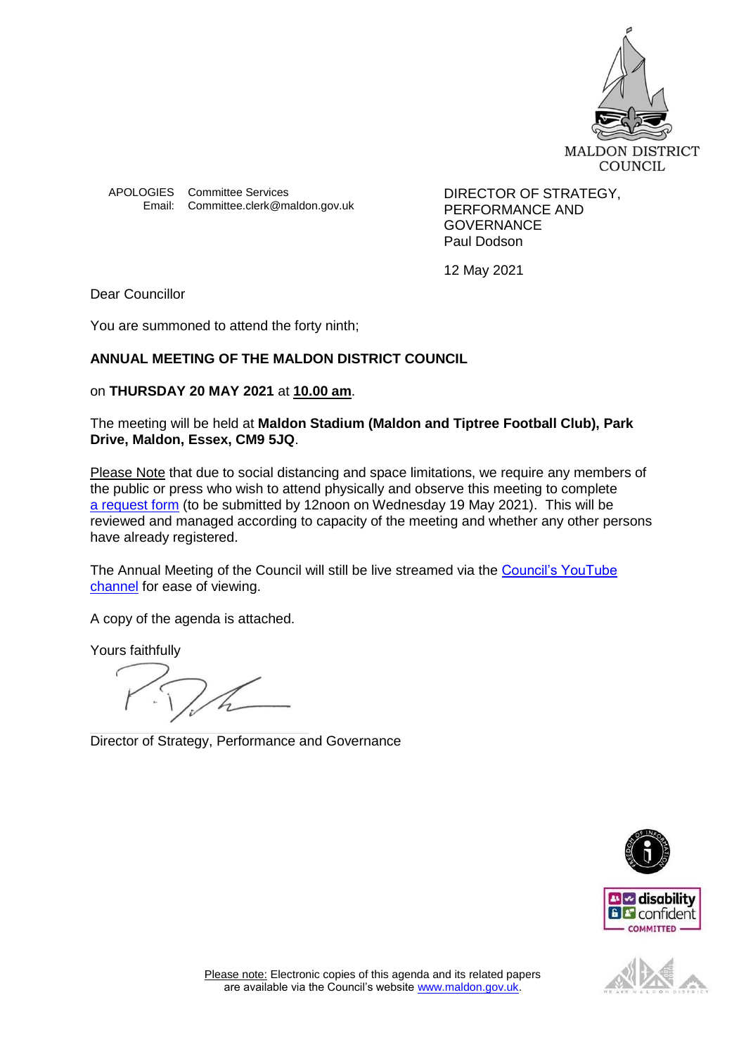MALDON DISTRICT COUNCIL

APOLOGIES Committee Services
Email: Committee.clerk@maldon.gov.uk

DIRECTOR OF STRATEGY, PERFORMANCE AND GOVERNANCE
Paul Dodson

12 May 2021

Dear Councillor

You are summoned to attend the forty ninth;

**ANNUAL MEETING OF THE MALDON DISTRICT COUNCIL**

on **THURSDAY 20 MAY 2021** at **10.00 am**.

The meeting will be held at **Maldon Stadium (Maldon and Tiptree Football Club), Park Drive, Maldon, Essex, CM9 5JQ**.

Please Note that due to social distancing and space limitations, we require any members of the public or press who wish to attend physically and observe this meeting to complete a request form (to be submitted by 12noon on Wednesday 19 May 2021). This will be reviewed and managed according to capacity of the meeting and whether any other persons have already registered.

The Annual Meeting of the Council will still be live streamed via the Council's YouTube channel for ease of viewing.

A copy of the agenda is attached.

Yours faithfully

Director of Strategy, Performance and Governance

Please note: Electronic copies of this agenda and its related papers are available via the Council's website www.maldon.gov.uk.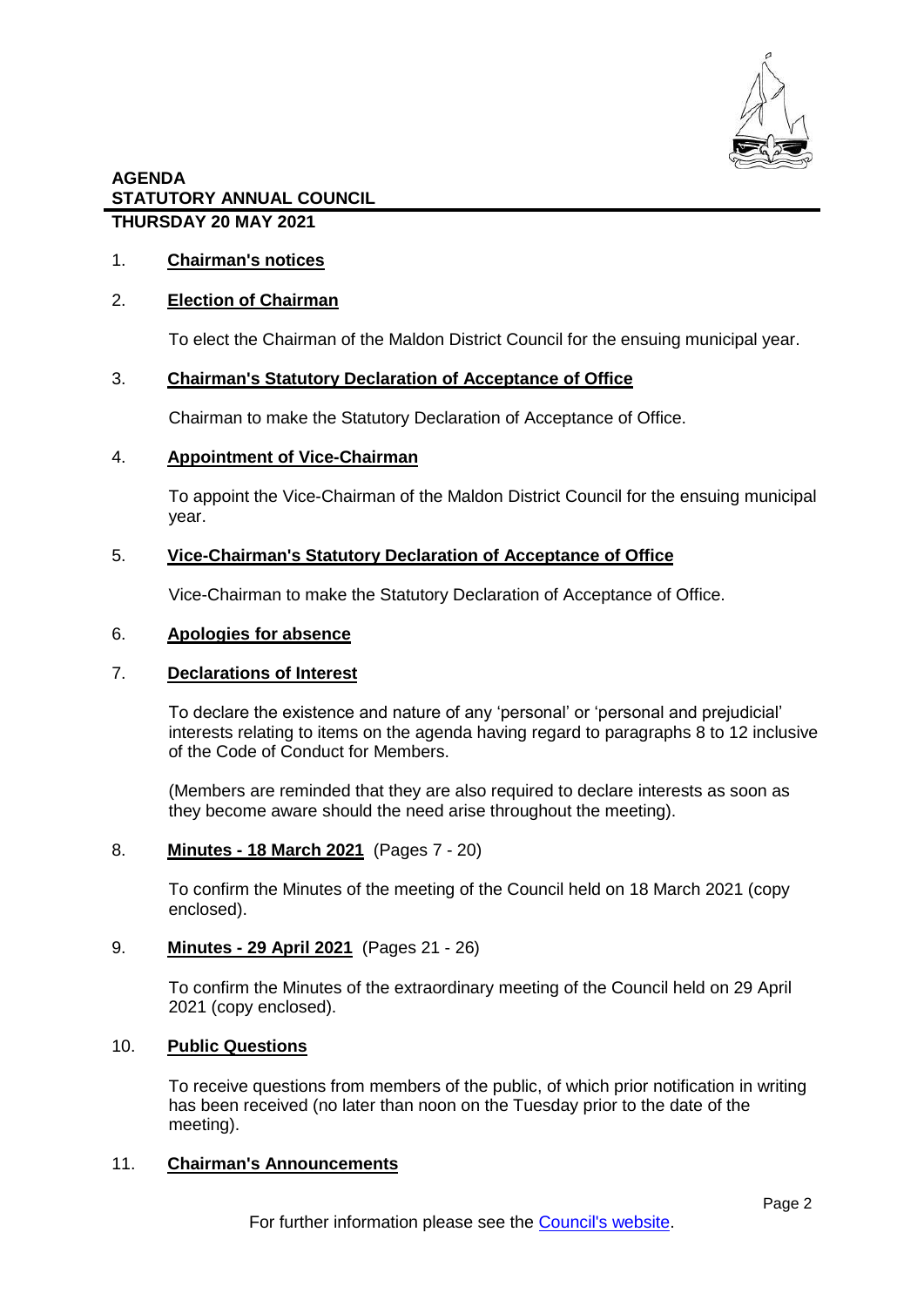**AGENDA**
**STATUTORY ANNUAL COUNCIL**
**THURSDAY 20 MAY 2021**

1. **Chairman's notices**

2. **Election of Chairman**

   To elect the Chairman of the Maldon District Council for the ensuing municipal year.

3. **Chairman's Statutory Declaration of Acceptance of Office**

   Chairman to make the Statutory Declaration of Acceptance of Office.

4. **Appointment of Vice-Chairman**

   To appoint the Vice-Chairman of the Maldon District Council for the ensuing municipal year.

5. **Vice-Chairman's Statutory Declaration of Acceptance of Office**

   Vice-Chairman to make the Statutory Declaration of Acceptance of Office.

6. **Apologies for absence**

7. **Declarations of Interest**

   To declare the existence and nature of any 'personal' or 'personal and prejudicial' interests relating to items on the agenda having regard to paragraphs 8 to 12 inclusive of the Code of Conduct for Members.

   (Members are reminded that they are also required to declare interests as soon as they become aware should the need arise throughout the meeting).

8. **Minutes - 18 March 2021** (Pages 7 - 20)

   To confirm the Minutes of the meeting of the Council held on 18 March 2021 (copy enclosed).

9. **Minutes - 29 April 2021** (Pages 21 - 26)

   To confirm the Minutes of the extraordinary meeting of the Council held on 29 April 2021 (copy enclosed).

10. **Public Questions**

    To receive questions from members of the public, of which prior notification in writing has been received (no later than noon on the Tuesday prior to the date of the meeting).

11. **Chairman's Announcements**

For further information please see the Council's website.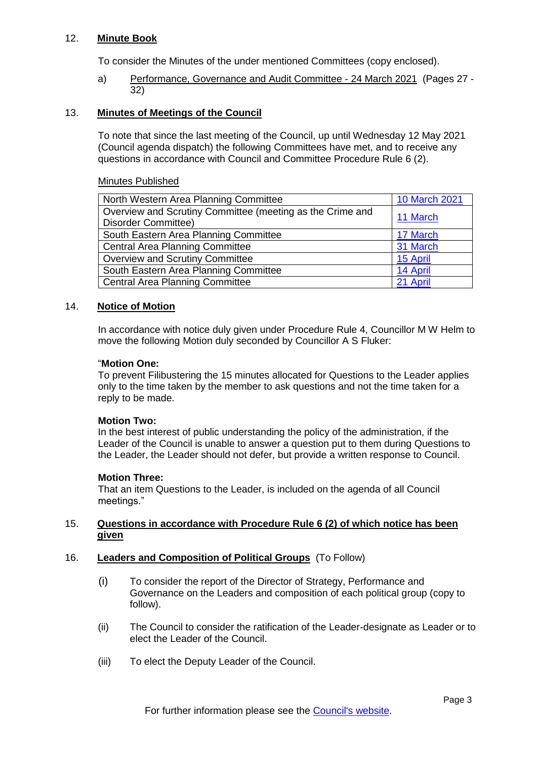## 12. **Minute Book**

To consider the Minutes of the under mentioned Committees (copy enclosed).

a) Performance, Governance and Audit Committee - 24 March 2021 (Pages 27 - 32)

## 13. **Minutes of Meetings of the Council**

To note that since the last meeting of the Council, up until Wednesday 12 May 2021 (Council agenda dispatch) the following Committees have met, and to receive any questions in accordance with Council and Committee Procedure Rule 6 (2).

Minutes Published

| Committee | Date |
|---|---|
| North Western Area Planning Committee | 10 March 2021 |
| Overview and Scrutiny Committee (meeting as the Crime and Disorder Committee) | 11 March |
| South Eastern Area Planning Committee | 17 March |
| Central Area Planning Committee | 31 March |
| Overview and Scrutiny Committee | 15 April |
| South Eastern Area Planning Committee | 14 April |
| Central Area Planning Committee | 21 April |

## 14. **Notice of Motion**

In accordance with notice duly given under Procedure Rule 4, Councillor M W Helm to move the following Motion duly seconded by Councillor A S Fluker:

"**Motion One:**
To prevent Filibustering the 15 minutes allocated for Questions to the Leader applies only to the time taken by the member to ask questions and not the time taken for a reply to be made.

**Motion Two:**
In the best interest of public understanding the policy of the administration, if the Leader of the Council is unable to answer a question put to them during Questions to the Leader, the Leader should not defer, but provide a written response to Council.

**Motion Three:**
That an item Questions to the Leader, is included on the agenda of all Council meetings."

## 15. **Questions in accordance with Procedure Rule 6 (2) of which notice has been given**

## 16. **Leaders and Composition of Political Groups** (To Follow)

(i) To consider the report of the Director of Strategy, Performance and Governance on the Leaders and composition of each political group (copy to follow).

(ii) The Council to consider the ratification of the Leader-designate as Leader or to elect the Leader of the Council.

(iii) To elect the Deputy Leader of the Council.

For further information please see the Council's website.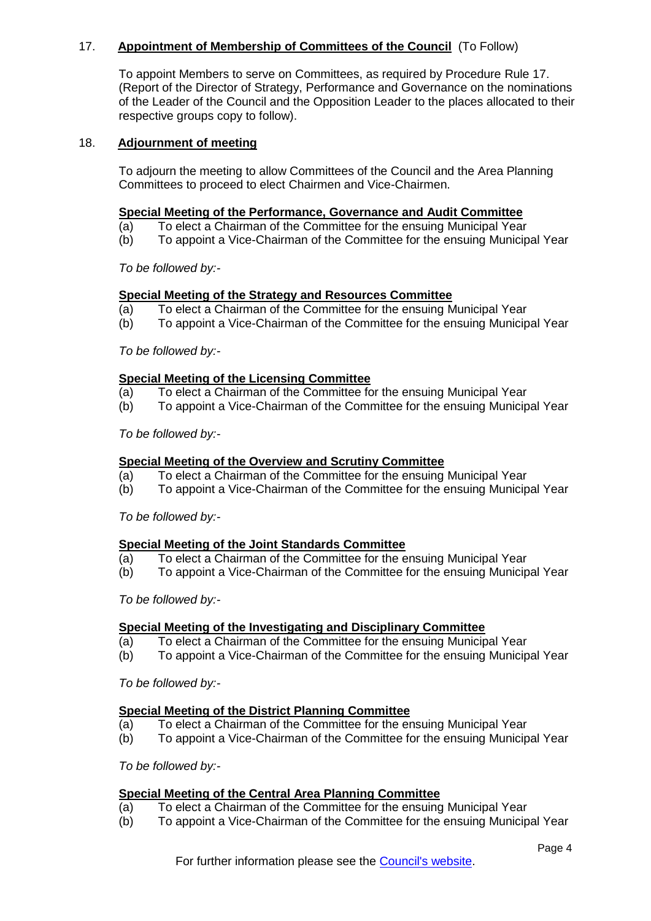17. **Appointment of Membership of Committees of the Council** (To Follow)

    To appoint Members to serve on Committees, as required by Procedure Rule 17. (Report of the Director of Strategy, Performance and Governance on the nominations of the Leader of the Council and the Opposition Leader to the places allocated to their respective groups copy to follow).

18. **Adjournment of meeting**

    To adjourn the meeting to allow Committees of the Council and the Area Planning Committees to proceed to elect Chairmen and Vice-Chairmen.

    **Special Meeting of the Performance, Governance and Audit Committee**
    (a) To elect a Chairman of the Committee for the ensuing Municipal Year
    (b) To appoint a Vice-Chairman of the Committee for the ensuing Municipal Year

    *To be followed by:-*

    **Special Meeting of the Strategy and Resources Committee**
    (a) To elect a Chairman of the Committee for the ensuing Municipal Year
    (b) To appoint a Vice-Chairman of the Committee for the ensuing Municipal Year

    *To be followed by:-*

    **Special Meeting of the Licensing Committee**
    (a) To elect a Chairman of the Committee for the ensuing Municipal Year
    (b) To appoint a Vice-Chairman of the Committee for the ensuing Municipal Year

    *To be followed by:-*

    **Special Meeting of the Overview and Scrutiny Committee**
    (a) To elect a Chairman of the Committee for the ensuing Municipal Year
    (b) To appoint a Vice-Chairman of the Committee for the ensuing Municipal Year

    *To be followed by:-*

    **Special Meeting of the Joint Standards Committee**
    (a) To elect a Chairman of the Committee for the ensuing Municipal Year
    (b) To appoint a Vice-Chairman of the Committee for the ensuing Municipal Year

    *To be followed by:-*

    **Special Meeting of the Investigating and Disciplinary Committee**
    (a) To elect a Chairman of the Committee for the ensuing Municipal Year
    (b) To appoint a Vice-Chairman of the Committee for the ensuing Municipal Year

    *To be followed by:-*

    **Special Meeting of the District Planning Committee**
    (a) To elect a Chairman of the Committee for the ensuing Municipal Year
    (b) To appoint a Vice-Chairman of the Committee for the ensuing Municipal Year

    *To be followed by:-*

    **Special Meeting of the Central Area Planning Committee**
    (a) To elect a Chairman of the Committee for the ensuing Municipal Year
    (b) To appoint a Vice-Chairman of the Committee for the ensuing Municipal Year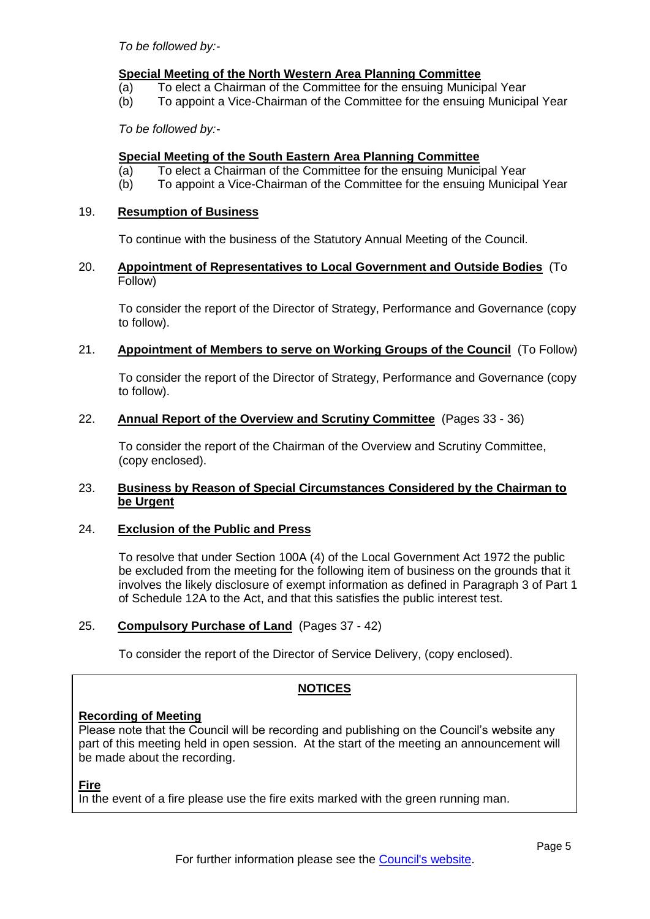*To be followed by:-*

**Special Meeting of the North Western Area Planning Committee**

(a) To elect a Chairman of the Committee for the ensuing Municipal Year

(b) To appoint a Vice-Chairman of the Committee for the ensuing Municipal Year

*To be followed by:-*

**Special Meeting of the South Eastern Area Planning Committee**

(a) To elect a Chairman of the Committee for the ensuing Municipal Year

(b) To appoint a Vice-Chairman of the Committee for the ensuing Municipal Year

19. **Resumption of Business**

    To continue with the business of the Statutory Annual Meeting of the Council.

20. **Appointment of Representatives to Local Government and Outside Bodies** (To Follow)

    To consider the report of the Director of Strategy, Performance and Governance (copy to follow).

21. **Appointment of Members to serve on Working Groups of the Council** (To Follow)

    To consider the report of the Director of Strategy, Performance and Governance (copy to follow).

22. **Annual Report of the Overview and Scrutiny Committee** (Pages 33 - 36)

    To consider the report of the Chairman of the Overview and Scrutiny Committee, (copy enclosed).

23. **Business by Reason of Special Circumstances Considered by the Chairman to be Urgent**

24. **Exclusion of the Public and Press**

    To resolve that under Section 100A (4) of the Local Government Act 1972 the public be excluded from the meeting for the following item of business on the grounds that it involves the likely disclosure of exempt information as defined in Paragraph 3 of Part 1 of Schedule 12A to the Act, and that this satisfies the public interest test.

25. **Compulsory Purchase of Land** (Pages 37 - 42)

    To consider the report of the Director of Service Delivery, (copy enclosed).

**NOTICES**

**Recording of Meeting**
Please note that the Council will be recording and publishing on the Council's website any part of this meeting held in open session. At the start of the meeting an announcement will be made about the recording.

**Fire**
In the event of a fire please use the fire exits marked with the green running man.

For further information please see the Council's website.